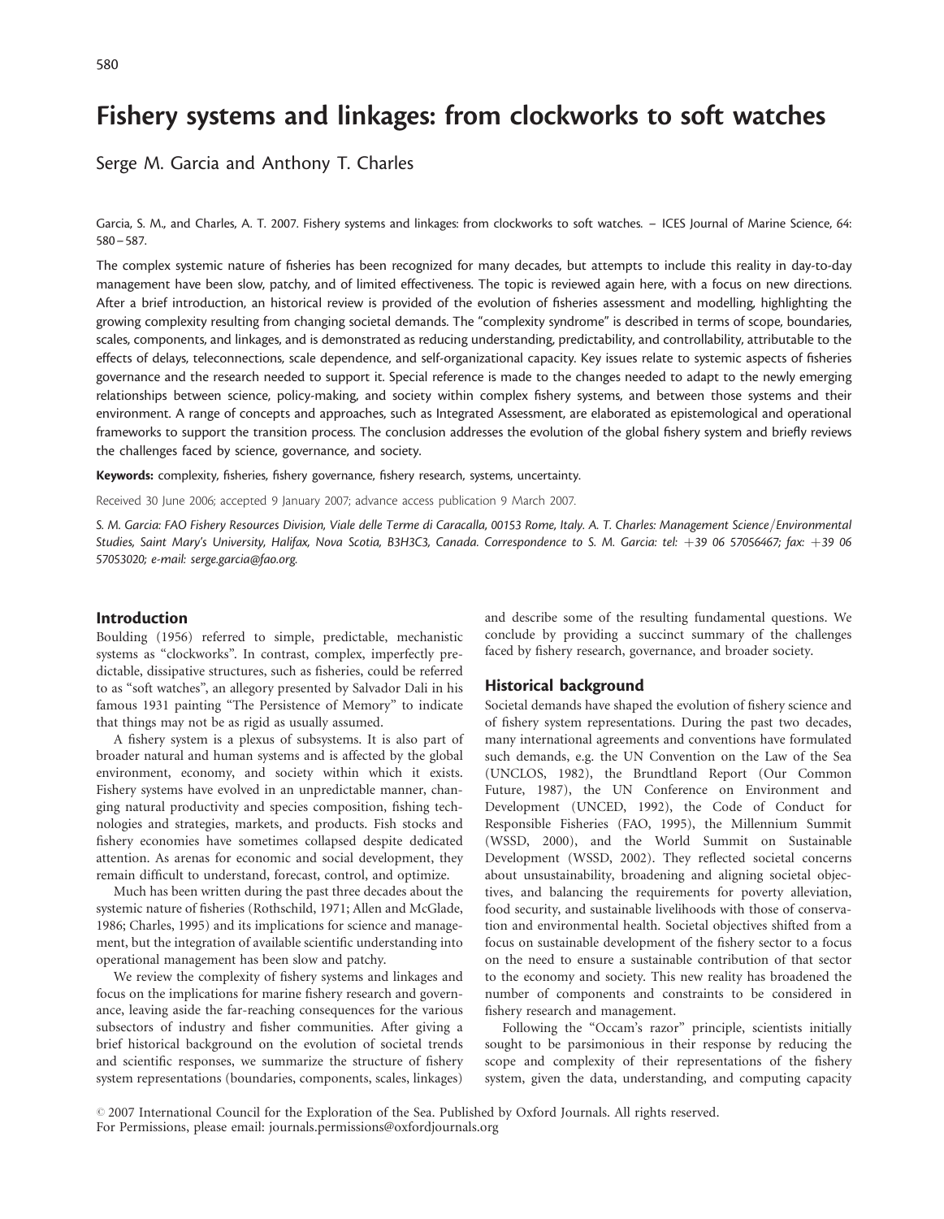# Fishery systems and linkages: from clockworks to soft watches

Serge M. Garcia and Anthony T. Charles

Garcia, S. M., and Charles, A. T. 2007. Fishery systems and linkages: from clockworks to soft watches. – ICES Journal of Marine Science, 64: 580–587.

The complex systemic nature of fisheries has been recognized for many decades, but attempts to include this reality in day-to-day management have been slow, patchy, and of limited effectiveness. The topic is reviewed again here, with a focus on new directions. After a brief introduction, an historical review is provided of the evolution of fisheries assessment and modelling, highlighting the growing complexity resulting from changing societal demands. The "complexity syndrome" is described in terms of scope, boundaries, scales, components, and linkages, and is demonstrated as reducing understanding, predictability, and controllability, attributable to the effects of delays, teleconnections, scale dependence, and self-organizational capacity. Key issues relate to systemic aspects of fisheries governance and the research needed to support it. Special reference is made to the changes needed to adapt to the newly emerging relationships between science, policy-making, and society within complex fishery systems, and between those systems and their environment. A range of concepts and approaches, such as Integrated Assessment, are elaborated as epistemological and operational frameworks to support the transition process. The conclusion addresses the evolution of the global fishery system and briefly reviews the challenges faced by science, governance, and society.

**Keywords:** complexity, fisheries, fishery governance, fishery research, systems, uncertainty.

Received 30 June 2006; accepted 9 January 2007; advance access publication 9 March 2007.

*S. M. Garcia: FAO Fishery Resources Division, Viale delle Terme di Caracalla, 00153 Rome, Italy. A. T. Charles: Management Science/Environmental Studies, Saint Mary's University, Halifax, Nova Scotia, B3H3C3, Canada. Correspondence to S. M. Garcia: tel: +39 06 57056467; fax: +39 06 57053020; e-mail: serge.garcia@fao.org.*

## Introduction

Boulding (1956) referred to simple, predictable, mechanistic systems as "clockworks". In contrast, complex, imperfectly predictable, dissipative structures, such as fisheries, could be referred to as "soft watches", an allegory presented by Salvador Dali in his famous 1931 painting "The Persistence of Memory" to indicate that things may not be as rigid as usually assumed.

A fishery system is a plexus of subsystems. It is also part of broader natural and human systems and is affected by the global environment, economy, and society within which it exists. Fishery systems have evolved in an unpredictable manner, changing natural productivity and species composition, fishing technologies and strategies, markets, and products. Fish stocks and fishery economies have sometimes collapsed despite dedicated attention. As arenas for economic and social development, they remain difficult to understand, forecast, control, and optimize.

Much has been written during the past three decades about the systemic nature of fisheries (Rothschild, 1971; Allen and McGlade, 1986; Charles, 1995) and its implications for science and management, but the integration of available scientific understanding into operational management has been slow and patchy.

We review the complexity of fishery systems and linkages and focus on the implications for marine fishery research and governance, leaving aside the far-reaching consequences for the various subsectors of industry and fisher communities. After giving a brief historical background on the evolution of societal trends and scientific responses, we summarize the structure of fishery system representations (boundaries, components, scales, linkages) and describe some of the resulting fundamental questions. We conclude by providing a succinct summary of the challenges faced by fishery research, governance, and broader society.

## Historical background

Societal demands have shaped the evolution of fishery science and of fishery system representations. During the past two decades, many international agreements and conventions have formulated such demands, e.g. the UN Convention on the Law of the Sea (UNCLOS, 1982), the Brundtland Report (Our Common Future, 1987), the UN Conference on Environment and Development (UNCED, 1992), the Code of Conduct for Responsible Fisheries (FAO, 1995), the Millennium Summit (WSSD, 2000), and the World Summit on Sustainable Development (WSSD, 2002). They reflected societal concerns about unsustainability, broadening and aligning societal objectives, and balancing the requirements for poverty alleviation, food security, and sustainable livelihoods with those of conservation and environmental health. Societal objectives shifted from a focus on sustainable development of the fishery sector to a focus on the need to ensure a sustainable contribution of that sector to the economy and society. This new reality has broadened the number of components and constraints to be considered in fishery research and management.

Following the "Occam's razor" principle, scientists initially sought to be parsimonious in their response by reducing the scope and complexity of their representations of the fishery system, given the data, understanding, and computing capacity

© 2007 International Council for the Exploration of the Sea. Published by Oxford Journals. All rights reserved.
For Permissions, please email: journals.permissions@oxfordjournals.org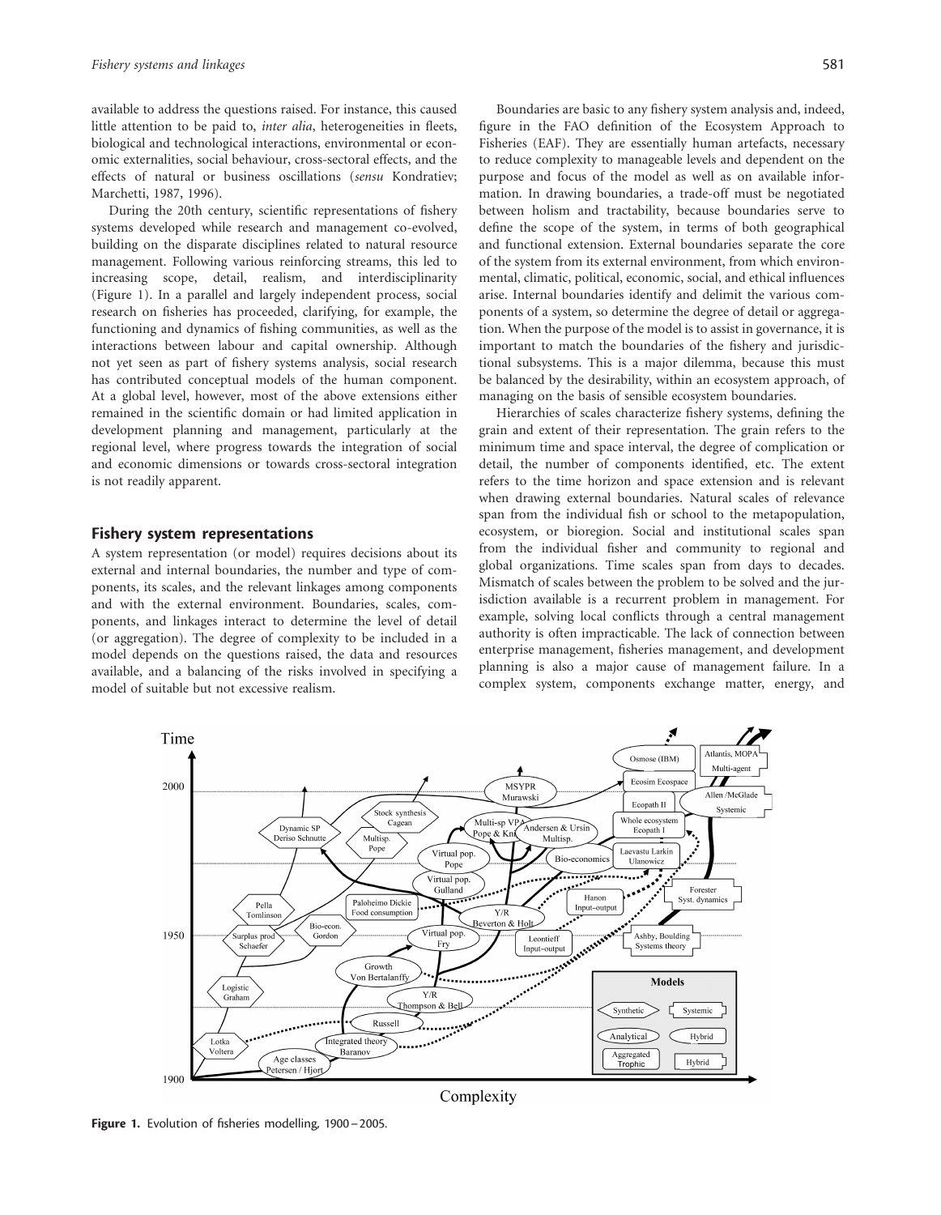available to address the questions raised. For instance, this caused little attention to be paid to, *inter alia*, heterogeneities in fleets, biological and technological interactions, environmental or economic externalities, social behaviour, cross-sectoral effects, and the effects of natural or business oscillations (*sensu* Kondratiev; Marchetti, 1987, 1996).

During the 20th century, scientific representations of fishery systems developed while research and management co-evolved, building on the disparate disciplines related to natural resource management. Following various reinforcing streams, this led to increasing scope, detail, realism, and interdisciplinarity (Figure 1). In a parallel and largely independent process, social research on fisheries has proceeded, clarifying, for example, the functioning and dynamics of fishing communities, as well as the interactions between labour and capital ownership. Although not yet seen as part of fishery systems analysis, social research has contributed conceptual models of the human component. At a global level, however, most of the above extensions either remained in the scientific domain or had limited application in development planning and management, particularly at the regional level, where progress towards the integration of social and economic dimensions or towards cross-sectoral integration is not readily apparent.

## Fishery system representations

A system representation (or model) requires decisions about its external and internal boundaries, the number and type of components, its scales, and the relevant linkages among components and with the external environment. Boundaries, scales, components, and linkages interact to determine the level of detail (or aggregation). The degree of complexity to be included in a model depends on the questions raised, the data and resources available, and a balancing of the risks involved in specifying a model of suitable but not excessive realism.

Boundaries are basic to any fishery system analysis and, indeed, figure in the FAO definition of the Ecosystem Approach to Fisheries (EAF). They are essentially human artefacts, necessary to reduce complexity to manageable levels and dependent on the purpose and focus of the model as well as on available information. In drawing boundaries, a trade-off must be negotiated between holism and tractability, because boundaries serve to define the scope of the system, in terms of both geographical and functional extension. External boundaries separate the core of the system from its external environment, from which environmental, climatic, political, economic, social, and ethical influences arise. Internal boundaries identify and delimit the various components of a system, so determine the degree of detail or aggregation. When the purpose of the model is to assist in governance, it is important to match the boundaries of the fishery and jurisdictional subsystems. This is a major dilemma, because this must be balanced by the desirability, within an ecosystem approach, of managing on the basis of sensible ecosystem boundaries.

Hierarchies of scales characterize fishery systems, defining the grain and extent of their representation. The grain refers to the minimum time and space interval, the degree of complication or detail, the number of components identified, etc. The extent refers to the time horizon and space extension and is relevant when drawing external boundaries. Natural scales of relevance span from the individual fish or school to the metapopulation, ecosystem, or bioregion. Social and institutional scales span from the individual fisher and community to regional and global organizations. Time scales span from days to decades. Mismatch of scales between the problem to be solved and the jurisdiction available is a recurrent problem in management. For example, solving local conflicts through a central management authority is often impracticable. The lack of connection between enterprise management, fisheries management, and development planning is also a major cause of management failure. In a complex system, components exchange matter, energy, and

**Figure 1.** Evolution of fisheries modelling, 1900 – 2005.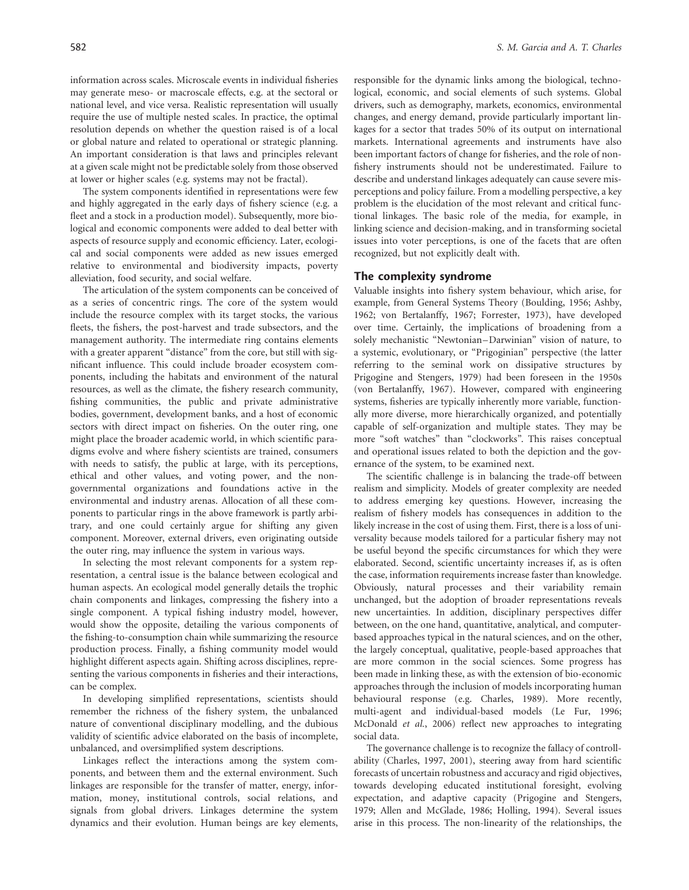information across scales. Microscale events in individual fisheries may generate meso- or macroscale effects, e.g. at the sectoral or national level, and vice versa. Realistic representation will usually require the use of multiple nested scales. In practice, the optimal resolution depends on whether the question raised is of a local or global nature and related to operational or strategic planning. An important consideration is that laws and principles relevant at a given scale might not be predictable solely from those observed at lower or higher scales (e.g. systems may not be fractal).

The system components identified in representations were few and highly aggregated in the early days of fishery science (e.g. a fleet and a stock in a production model). Subsequently, more biological and economic components were added to deal better with aspects of resource supply and economic efficiency. Later, ecological and social components were added as new issues emerged relative to environmental and biodiversity impacts, poverty alleviation, food security, and social welfare.

The articulation of the system components can be conceived of as a series of concentric rings. The core of the system would include the resource complex with its target stocks, the various fleets, the fishers, the post-harvest and trade subsectors, and the management authority. The intermediate ring contains elements with a greater apparent "distance" from the core, but still with significant influence. This could include broader ecosystem components, including the habitats and environment of the natural resources, as well as the climate, the fishery research community, fishing communities, the public and private administrative bodies, government, development banks, and a host of economic sectors with direct impact on fisheries. On the outer ring, one might place the broader academic world, in which scientific paradigms evolve and where fishery scientists are trained, consumers with needs to satisfy, the public at large, with its perceptions, ethical and other values, and voting power, and the non-governmental organizations and foundations active in the environmental and industry arenas. Allocation of all these components to particular rings in the above framework is partly arbitrary, and one could certainly argue for shifting any given component. Moreover, external drivers, even originating outside the outer ring, may influence the system in various ways.

In selecting the most relevant components for a system representation, a central issue is the balance between ecological and human aspects. An ecological model generally details the trophic chain components and linkages, compressing the fishery into a single component. A typical fishing industry model, however, would show the opposite, detailing the various components of the fishing-to-consumption chain while summarizing the resource production process. Finally, a fishing community model would highlight different aspects again. Shifting across disciplines, representing the various components in fisheries and their interactions, can be complex.

In developing simplified representations, scientists should remember the richness of the fishery system, the unbalanced nature of conventional disciplinary modelling, and the dubious validity of scientific advice elaborated on the basis of incomplete, unbalanced, and oversimplified system descriptions.

Linkages reflect the interactions among the system components, and between them and the external environment. Such linkages are responsible for the transfer of matter, energy, information, money, institutional controls, social relations, and signals from global drivers. Linkages determine the system dynamics and their evolution. Human beings are key elements, responsible for the dynamic links among the biological, technological, economic, and social elements of such systems. Global drivers, such as demography, markets, economics, environmental changes, and energy demand, provide particularly important linkages for a sector that trades 50% of its output on international markets. International agreements and instruments have also been important factors of change for fisheries, and the role of non-fishery instruments should not be underestimated. Failure to describe and understand linkages adequately can cause severe misperceptions and policy failure. From a modelling perspective, a key problem is the elucidation of the most relevant and critical functional linkages. The basic role of the media, for example, in linking science and decision-making, and in transforming societal issues into voter perceptions, is one of the facets that are often recognized, but not explicitly dealt with.

## The complexity syndrome

Valuable insights into fishery system behaviour, which arise, for example, from General Systems Theory (Boulding, 1956; Ashby, 1962; von Bertalanffy, 1967; Forrester, 1973), have developed over time. Certainly, the implications of broadening from a solely mechanistic "Newtonian–Darwinian" vision of nature, to a systemic, evolutionary, or "Prigoginian" perspective (the latter referring to the seminal work on dissipative structures by Prigogine and Stengers, 1979) had been foreseen in the 1950s (von Bertalanffy, 1967). However, compared with engineering systems, fisheries are typically inherently more variable, functionally more diverse, more hierarchically organized, and potentially capable of self-organization and multiple states. They may be more "soft watches" than "clockworks". This raises conceptual and operational issues related to both the depiction and the governance of the system, to be examined next.

The scientific challenge is in balancing the trade-off between realism and simplicity. Models of greater complexity are needed to address emerging key questions. However, increasing the realism of fishery models has consequences in addition to the likely increase in the cost of using them. First, there is a loss of universality because models tailored for a particular fishery may not be useful beyond the specific circumstances for which they were elaborated. Second, scientific uncertainty increases if, as is often the case, information requirements increase faster than knowledge. Obviously, natural processes and their variability remain unchanged, but the adoption of broader representations reveals new uncertainties. In addition, disciplinary perspectives differ between, on the one hand, quantitative, analytical, and computer-based approaches typical in the natural sciences, and on the other, the largely conceptual, qualitative, people-based approaches that are more common in the social sciences. Some progress has been made in linking these, as with the extension of bio-economic approaches through the inclusion of models incorporating human behavioural response (e.g. Charles, 1989). More recently, multi-agent and individual-based models (Le Fur, 1996; McDonald *et al.*, 2006) reflect new approaches to integrating social data.

The governance challenge is to recognize the fallacy of controllability (Charles, 1997, 2001), steering away from hard scientific forecasts of uncertain robustness and accuracy and rigid objectives, towards developing educated institutional foresight, evolving expectation, and adaptive capacity (Prigogine and Stengers, 1979; Allen and McGlade, 1986; Holling, 1994). Several issues arise in this process. The non-linearity of the relationships, the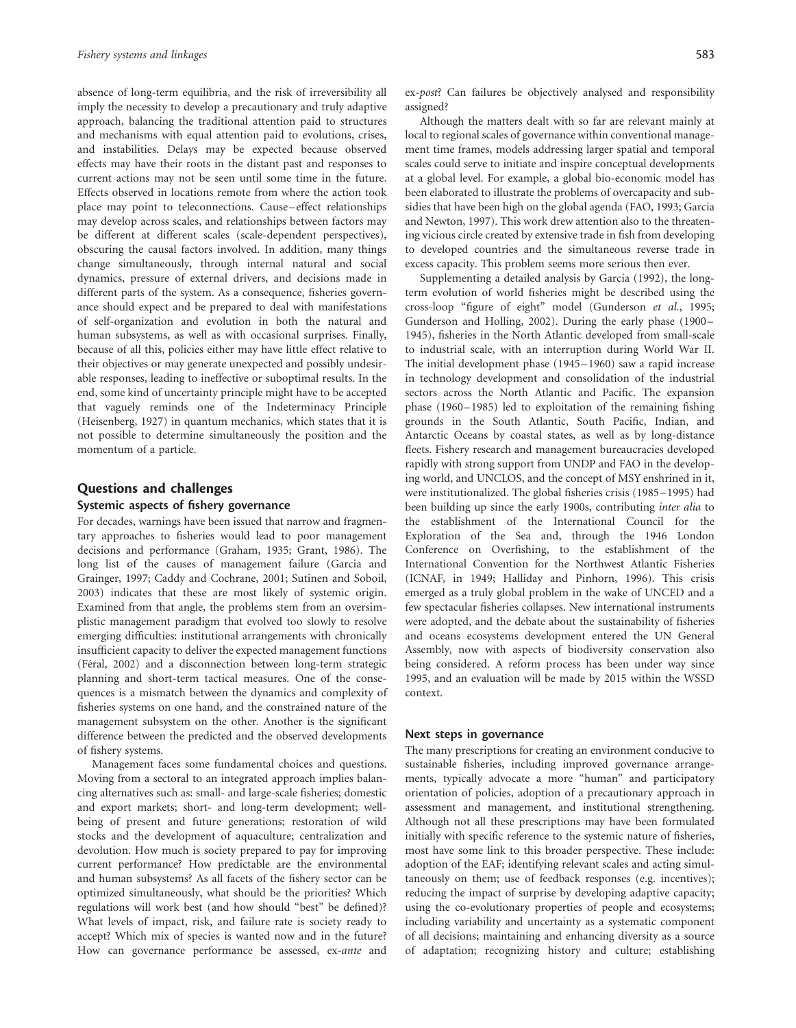absence of long-term equilibria, and the risk of irreversibility all imply the necessity to develop a precautionary and truly adaptive approach, balancing the traditional attention paid to structures and mechanisms with equal attention paid to evolutions, crises, and instabilities. Delays may be expected because observed effects may have their roots in the distant past and responses to current actions may not be seen until some time in the future. Effects observed in locations remote from where the action took place may point to teleconnections. Cause–effect relationships may develop across scales, and relationships between factors may be different at different scales (scale-dependent perspectives), obscuring the causal factors involved. In addition, many things change simultaneously, through internal natural and social dynamics, pressure of external drivers, and decisions made in different parts of the system. As a consequence, fisheries governance should expect and be prepared to deal with manifestations of self-organization and evolution in both the natural and human subsystems, as well as with occasional surprises. Finally, because of all this, policies either may have little effect relative to their objectives or may generate unexpected and possibly undesirable responses, leading to ineffective or suboptimal results. In the end, some kind of uncertainty principle might have to be accepted that vaguely reminds one of the Indeterminacy Principle (Heisenberg, 1927) in quantum mechanics, which states that it is not possible to determine simultaneously the position and the momentum of a particle.

## Questions and challenges

### Systemic aspects of fishery governance

For decades, warnings have been issued that narrow and fragmentary approaches to fisheries would lead to poor management decisions and performance (Graham, 1935; Grant, 1986). The long list of the causes of management failure (Garcia and Grainger, 1997; Caddy and Cochrane, 2001; Sutinen and Soboil, 2003) indicates that these are most likely of systemic origin. Examined from that angle, the problems stem from an oversimplistic management paradigm that evolved too slowly to resolve emerging difficulties: institutional arrangements with chronically insufficient capacity to deliver the expected management functions (Féral, 2002) and a disconnection between long-term strategic planning and short-term tactical measures. One of the consequences is a mismatch between the dynamics and complexity of fisheries systems on one hand, and the constrained nature of the management subsystem on the other. Another is the significant difference between the predicted and the observed developments of fishery systems.

Management faces some fundamental choices and questions. Moving from a sectoral to an integrated approach implies balancing alternatives such as: small- and large-scale fisheries; domestic and export markets; short- and long-term development; well-being of present and future generations; restoration of wild stocks and the development of aquaculture; centralization and devolution. How much is society prepared to pay for improving current performance? How predictable are the environmental and human subsystems? As all facets of the fishery sector can be optimized simultaneously, what should be the priorities? Which regulations will work best (and how should "best" be defined)? What levels of impact, risk, and failure rate is society ready to accept? Which mix of species is wanted now and in the future? How can governance performance be assessed, ex-*ante* and ex-*post*? Can failures be objectively analysed and responsibility assigned?

Although the matters dealt with so far are relevant mainly at local to regional scales of governance within conventional management time frames, models addressing larger spatial and temporal scales could serve to initiate and inspire conceptual developments at a global level. For example, a global bio-economic model has been elaborated to illustrate the problems of overcapacity and subsidies that have been high on the global agenda (FAO, 1993; Garcia and Newton, 1997). This work drew attention also to the threatening vicious circle created by extensive trade in fish from developing to developed countries and the simultaneous reverse trade in excess capacity. This problem seems more serious then ever.

Supplementing a detailed analysis by Garcia (1992), the long-term evolution of world fisheries might be described using the cross-loop "figure of eight" model (Gunderson *et al.*, 1995; Gunderson and Holling, 2002). During the early phase (1900–1945), fisheries in the North Atlantic developed from small-scale to industrial scale, with an interruption during World War II. The initial development phase (1945–1960) saw a rapid increase in technology development and consolidation of the industrial sectors across the North Atlantic and Pacific. The expansion phase (1960–1985) led to exploitation of the remaining fishing grounds in the South Atlantic, South Pacific, Indian, and Antarctic Oceans by coastal states, as well as by long-distance fleets. Fishery research and management bureaucracies developed rapidly with strong support from UNDP and FAO in the developing world, and UNCLOS, and the concept of MSY enshrined in it, were institutionalized. The global fisheries crisis (1985–1995) had been building up since the early 1900s, contributing *inter alia* to the establishment of the International Council for the Exploration of the Sea and, through the 1946 London Conference on Overfishing, to the establishment of the International Convention for the Northwest Atlantic Fisheries (ICNAF, in 1949; Halliday and Pinhorn, 1996). This crisis emerged as a truly global problem in the wake of UNCED and a few spectacular fisheries collapses. New international instruments were adopted, and the debate about the sustainability of fisheries and oceans ecosystems development entered the UN General Assembly, now with aspects of biodiversity conservation also being considered. A reform process has been under way since 1995, and an evaluation will be made by 2015 within the WSSD context.

### Next steps in governance

The many prescriptions for creating an environment conducive to sustainable fisheries, including improved governance arrangements, typically advocate a more "human" and participatory orientation of policies, adoption of a precautionary approach in assessment and management, and institutional strengthening. Although not all these prescriptions may have been formulated initially with specific reference to the systemic nature of fisheries, most have some link to this broader perspective. These include: adoption of the EAF; identifying relevant scales and acting simultaneously on them; use of feedback responses (e.g. incentives); reducing the impact of surprise by developing adaptive capacity; using the co-evolutionary properties of people and ecosystems; including variability and uncertainty as a systematic component of all decisions; maintaining and enhancing diversity as a source of adaptation; recognizing history and culture; establishing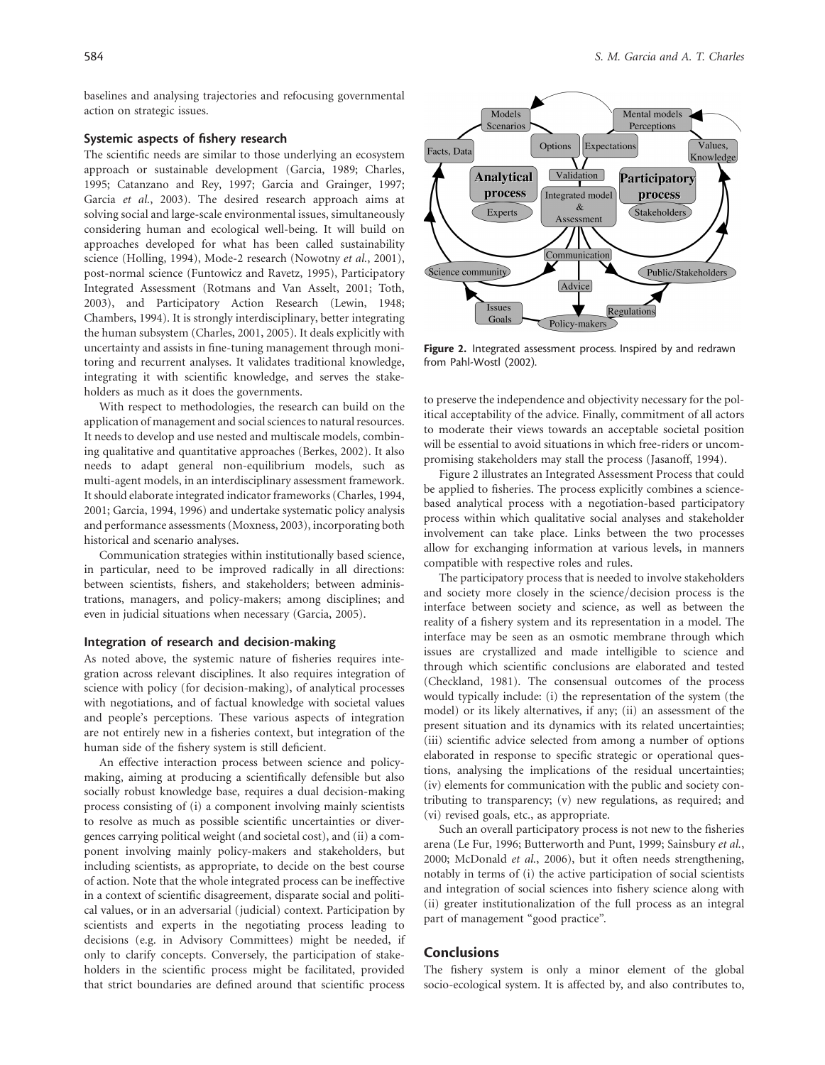baselines and analysing trajectories and refocusing governmental action on strategic issues.

### Systemic aspects of fishery research

The scientific needs are similar to those underlying an ecosystem approach or sustainable development (Garcia, 1989; Charles, 1995; Catanzano and Rey, 1997; Garcia and Grainger, 1997; Garcia *et al.*, 2003). The desired research approach aims at solving social and large-scale environmental issues, simultaneously considering human and ecological well-being. It will build on approaches developed for what has been called sustainability science (Holling, 1994), Mode-2 research (Nowotny *et al.*, 2001), post-normal science (Funtowicz and Ravetz, 1995), Participatory Integrated Assessment (Rotmans and Van Asselt, 2001; Toth, 2003), and Participatory Action Research (Lewin, 1948; Chambers, 1994). It is strongly interdisciplinary, better integrating the human subsystem (Charles, 2001, 2005). It deals explicitly with uncertainty and assists in fine-tuning management through monitoring and recurrent analyses. It validates traditional knowledge, integrating it with scientific knowledge, and serves the stakeholders as much as it does the governments.

With respect to methodologies, the research can build on the application of management and social sciences to natural resources. It needs to develop and use nested and multiscale models, combining qualitative and quantitative approaches (Berkes, 2002). It also needs to adapt general non-equilibrium models, such as multi-agent models, in an interdisciplinary assessment framework. It should elaborate integrated indicator frameworks (Charles, 1994, 2001; Garcia, 1994, 1996) and undertake systematic policy analysis and performance assessments (Moxness, 2003), incorporating both historical and scenario analyses.

Communication strategies within institutionally based science, in particular, need to be improved radically in all directions: between scientists, fishers, and stakeholders; between administrations, managers, and policy-makers; among disciplines; and even in judicial situations when necessary (Garcia, 2005).

### Integration of research and decision-making

As noted above, the systemic nature of fisheries requires integration across relevant disciplines. It also requires integration of science with policy (for decision-making), of analytical processes with negotiations, and of factual knowledge with societal values and people's perceptions. These various aspects of integration are not entirely new in a fisheries context, but integration of the human side of the fishery system is still deficient.

An effective interaction process between science and policy-making, aiming at producing a scientifically defensible but also socially robust knowledge base, requires a dual decision-making process consisting of (i) a component involving mainly scientists to resolve as much as possible scientific uncertainties or divergences carrying political weight (and societal cost), and (ii) a component involving mainly policy-makers and stakeholders, but including scientists, as appropriate, to decide on the best course of action. Note that the whole integrated process can be ineffective in a context of scientific disagreement, disparate social and political values, or in an adversarial (judicial) context. Participation by scientists and experts in the negotiating process leading to decisions (e.g. in Advisory Committees) might be needed, if only to clarify concepts. Conversely, the participation of stakeholders in the scientific process might be facilitated, provided that strict boundaries are defined around that scientific process to preserve the independence and objectivity necessary for the political acceptability of the advice. Finally, commitment of all actors to moderate their views towards an acceptable societal position will be essential to avoid situations in which free-riders or uncompromising stakeholders may stall the process (Jasanoff, 1994).

**Figure 2.** Integrated assessment process. Inspired by and redrawn from Pahl-Wostl (2002).

Figure 2 illustrates an Integrated Assessment Process that could be applied to fisheries. The process explicitly combines a science-based analytical process with a negotiation-based participatory process within which qualitative social analyses and stakeholder involvement can take place. Links between the two processes allow for exchanging information at various levels, in manners compatible with respective roles and rules.

The participatory process that is needed to involve stakeholders and society more closely in the science/decision process is the interface between society and science, as well as between the reality of a fishery system and its representation in a model. The interface may be seen as an osmotic membrane through which issues are crystallized and made intelligible to science and through which scientific conclusions are elaborated and tested (Checkland, 1981). The consensual outcomes of the process would typically include: (i) the representation of the system (the model) or its likely alternatives, if any; (ii) an assessment of the present situation and its dynamics with its related uncertainties; (iii) scientific advice selected from among a number of options elaborated in response to specific strategic or operational questions, analysing the implications of the residual uncertainties; (iv) elements for communication with the public and society contributing to transparency; (v) new regulations, as required; and (vi) revised goals, etc., as appropriate.

Such an overall participatory process is not new to the fisheries arena (Le Fur, 1996; Butterworth and Punt, 1999; Sainsbury *et al.*, 2000; McDonald *et al.*, 2006), but it often needs strengthening, notably in terms of (i) the active participation of social scientists and integration of social sciences into fishery science along with (ii) greater institutionalization of the full process as an integral part of management "good practice".

## Conclusions

The fishery system is only a minor element of the global socio-ecological system. It is affected by, and also contributes to,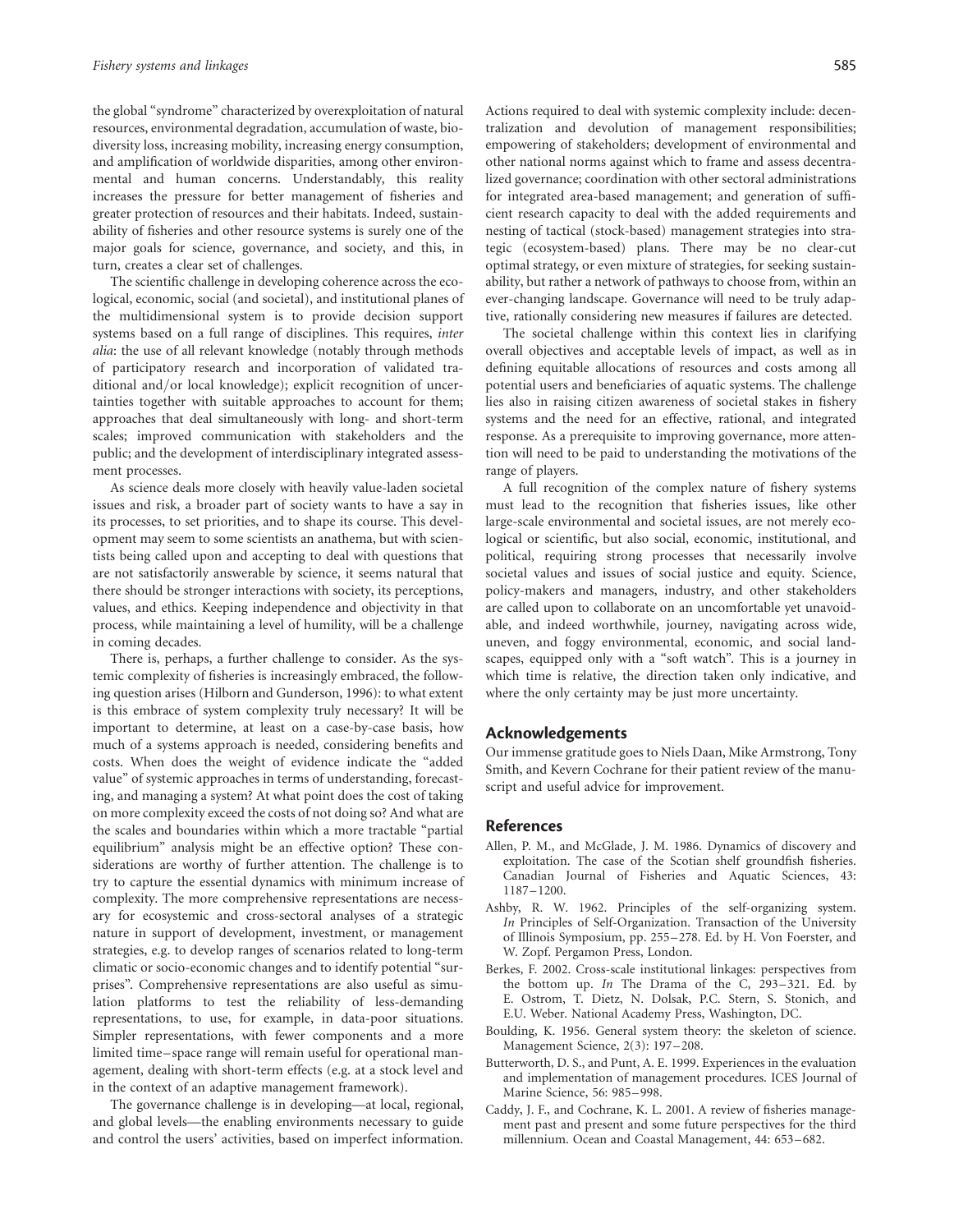the global "syndrome" characterized by overexploitation of natural resources, environmental degradation, accumulation of waste, biodiversity loss, increasing mobility, increasing energy consumption, and amplification of worldwide disparities, among other environmental and human concerns. Understandably, this reality increases the pressure for better management of fisheries and greater protection of resources and their habitats. Indeed, sustainability of fisheries and other resource systems is surely one of the major goals for science, governance, and society, and this, in turn, creates a clear set of challenges.

The scientific challenge in developing coherence across the ecological, economic, social (and societal), and institutional planes of the multidimensional system is to provide decision support systems based on a full range of disciplines. This requires, *inter alia*: the use of all relevant knowledge (notably through methods of participatory research and incorporation of validated traditional and/or local knowledge); explicit recognition of uncertainties together with suitable approaches to account for them; approaches that deal simultaneously with long- and short-term scales; improved communication with stakeholders and the public; and the development of interdisciplinary integrated assessment processes.

As science deals more closely with heavily value-laden societal issues and risk, a broader part of society wants to have a say in its processes, to set priorities, and to shape its course. This development may seem to some scientists an anathema, but with scientists being called upon and accepting to deal with questions that are not satisfactorily answerable by science, it seems natural that there should be stronger interactions with society, its perceptions, values, and ethics. Keeping independence and objectivity in that process, while maintaining a level of humility, will be a challenge in coming decades.

There is, perhaps, a further challenge to consider. As the systemic complexity of fisheries is increasingly embraced, the following question arises (Hilborn and Gunderson, 1996): to what extent is this embrace of system complexity truly necessary? It will be important to determine, at least on a case-by-case basis, how much of a systems approach is needed, considering benefits and costs. When does the weight of evidence indicate the "added value" of systemic approaches in terms of understanding, forecasting, and managing a system? At what point does the cost of taking on more complexity exceed the costs of not doing so? And what are the scales and boundaries within which a more tractable "partial equilibrium" analysis might be an effective option? These considerations are worthy of further attention. The challenge is to try to capture the essential dynamics with minimum increase of complexity. The more comprehensive representations are necessary for ecosystemic and cross-sectoral analyses of a strategic nature in support of development, investment, or management strategies, e.g. to develop ranges of scenarios related to long-term climatic or socio-economic changes and to identify potential "surprises". Comprehensive representations are also useful as simulation platforms to test the reliability of less-demanding representations, to use, for example, in data-poor situations. Simpler representations, with fewer components and a more limited time–space range will remain useful for operational management, dealing with short-term effects (e.g. at a stock level and in the context of an adaptive management framework).

The governance challenge is in developing—at local, regional, and global levels—the enabling environments necessary to guide and control the users' activities, based on imperfect information. Actions required to deal with systemic complexity include: decentralization and devolution of management responsibilities; empowering of stakeholders; development of environmental and other national norms against which to frame and assess decentralized governance; coordination with other sectoral administrations for integrated area-based management; and generation of sufficient research capacity to deal with the added requirements and nesting of tactical (stock-based) management strategies into strategic (ecosystem-based) plans. There may be no clear-cut optimal strategy, or even mixture of strategies, for seeking sustainability, but rather a network of pathways to choose from, within an ever-changing landscape. Governance will need to be truly adaptive, rationally considering new measures if failures are detected.

The societal challenge within this context lies in clarifying overall objectives and acceptable levels of impact, as well as in defining equitable allocations of resources and costs among all potential users and beneficiaries of aquatic systems. The challenge lies also in raising citizen awareness of societal stakes in fishery systems and the need for an effective, rational, and integrated response. As a prerequisite to improving governance, more attention will need to be paid to understanding the motivations of the range of players.

A full recognition of the complex nature of fishery systems must lead to the recognition that fisheries issues, like other large-scale environmental and societal issues, are not merely ecological or scientific, but also social, economic, institutional, and political, requiring strong processes that necessarily involve societal values and issues of social justice and equity. Science, policy-makers and managers, industry, and other stakeholders are called upon to collaborate on an uncomfortable yet unavoidable, and indeed worthwhile, journey, navigating across wide, uneven, and foggy environmental, economic, and social landscapes, equipped only with a "soft watch". This is a journey in which time is relative, the direction taken only indicative, and where the only certainty may be just more uncertainty.

## Acknowledgements

Our immense gratitude goes to Niels Daan, Mike Armstrong, Tony Smith, and Kevern Cochrane for their patient review of the manuscript and useful advice for improvement.

## References

Allen, P. M., and McGlade, J. M. 1986. Dynamics of discovery and exploitation. The case of the Scotian shelf groundfish fisheries. Canadian Journal of Fisheries and Aquatic Sciences, 43: 1187–1200.

Ashby, R. W. 1962. Principles of the self-organizing system. *In* Principles of Self-Organization. Transaction of the University of Illinois Symposium, pp. 255–278. Ed. by H. Von Foerster, and W. Zopf. Pergamon Press, London.

Berkes, F. 2002. Cross-scale institutional linkages: perspectives from the bottom up. *In* The Drama of the C, 293–321. Ed. by E. Ostrom, T. Dietz, N. Dolsak, P.C. Stern, S. Stonich, and E.U. Weber. National Academy Press, Washington, DC.

Boulding, K. 1956. General system theory: the skeleton of science. Management Science, 2(3): 197–208.

Butterworth, D. S., and Punt, A. E. 1999. Experiences in the evaluation and implementation of management procedures. ICES Journal of Marine Science, 56: 985–998.

Caddy, J. F., and Cochrane, K. L. 2001. A review of fisheries management past and present and some future perspectives for the third millennium. Ocean and Coastal Management, 44: 653–682.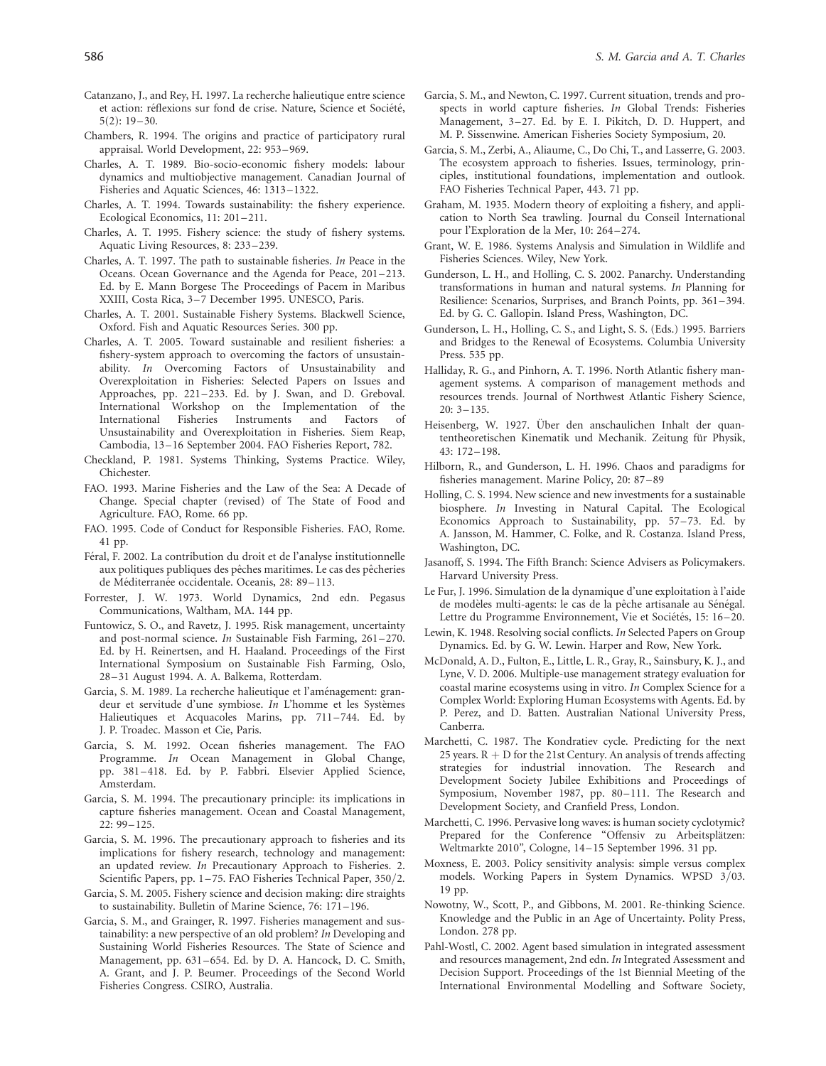Catanzano, J., and Rey, H. 1997. La recherche halieutique entre science et action: réflexions sur fond de crise. Nature, Science et Société, 5(2): 19–30.

Chambers, R. 1994. The origins and practice of participatory rural appraisal. World Development, 22: 953–969.

Charles, A. T. 1989. Bio-socio-economic fishery models: labour dynamics and multiobjective management. Canadian Journal of Fisheries and Aquatic Sciences, 46: 1313–1322.

Charles, A. T. 1994. Towards sustainability: the fishery experience. Ecological Economics, 11: 201–211.

Charles, A. T. 1995. Fishery science: the study of fishery systems. Aquatic Living Resources, 8: 233–239.

Charles, A. T. 1997. The path to sustainable fisheries. *In* Peace in the Oceans. Ocean Governance and the Agenda for Peace, 201–213. Ed. by E. Mann Borgese The Proceedings of Pacem in Maribus XXIII, Costa Rica, 3–7 December 1995. UNESCO, Paris.

Charles, A. T. 2001. Sustainable Fishery Systems. Blackwell Science, Oxford. Fish and Aquatic Resources Series. 300 pp.

Charles, A. T. 2005. Toward sustainable and resilient fisheries: a fishery-system approach to overcoming the factors of unsustainability. *In* Overcoming Factors of Unsustainability and Overexploitation in Fisheries: Selected Papers on Issues and Approaches, pp. 221–233. Ed. by J. Swan, and D. Greboval. International Workshop on the Implementation of the International Fisheries Instruments and Factors of Unsustainability and Overexploitation in Fisheries. Siem Reap, Cambodia, 13–16 September 2004. FAO Fisheries Report, 782.

Checkland, P. 1981. Systems Thinking, Systems Practice. Wiley, Chichester.

FAO. 1993. Marine Fisheries and the Law of the Sea: A Decade of Change. Special chapter (revised) of The State of Food and Agriculture. FAO, Rome. 66 pp.

FAO. 1995. Code of Conduct for Responsible Fisheries. FAO, Rome. 41 pp.

Féral, F. 2002. La contribution du droit et de l'analyse institutionnelle aux politiques publiques des pêches maritimes. Le cas des pêcheries de Méditerranée occidentale. Oceanis, 28: 89–113.

Forrester, J. W. 1973. World Dynamics, 2nd edn. Pegasus Communications, Waltham, MA. 144 pp.

Funtowicz, S. O., and Ravetz, J. 1995. Risk management, uncertainty and post-normal science. *In* Sustainable Fish Farming, 261–270. Ed. by H. Reinertsen, and H. Haaland. Proceedings of the First International Symposium on Sustainable Fish Farming, Oslo, 28–31 August 1994. A. A. Balkema, Rotterdam.

Garcia, S. M. 1989. La recherche halieutique et l'aménagement: grandeur et servitude d'une symbiose. *In* L'homme et les Systèmes Halieutiques et Acquacoles Marins, pp. 711–744. Ed. by J. P. Troadec. Masson et Cie, Paris.

Garcia, S. M. 1992. Ocean fisheries management. The FAO Programme. *In* Ocean Management in Global Change, pp. 381–418. Ed. by P. Fabbri. Elsevier Applied Science, Amsterdam.

Garcia, S. M. 1994. The precautionary principle: its implications in capture fisheries management. Ocean and Coastal Management, 22: 99–125.

Garcia, S. M. 1996. The precautionary approach to fisheries and its implications for fishery research, technology and management: an updated review. *In* Precautionary Approach to Fisheries. 2. Scientific Papers, pp. 1–75. FAO Fisheries Technical Paper, 350/2.

Garcia, S. M. 2005. Fishery science and decision making: dire straights to sustainability. Bulletin of Marine Science, 76: 171–196.

Garcia, S. M., and Grainger, R. 1997. Fisheries management and sustainability: a new perspective of an old problem? *In* Developing and Sustaining World Fisheries Resources. The State of Science and Management, pp. 631–654. Ed. by D. A. Hancock, D. C. Smith, A. Grant, and J. P. Beumer. Proceedings of the Second World Fisheries Congress. CSIRO, Australia.

Garcia, S. M., and Newton, C. 1997. Current situation, trends and prospects in world capture fisheries. *In* Global Trends: Fisheries Management, 3–27. Ed. by E. I. Pikitch, D. D. Huppert, and M. P. Sissenwine. American Fisheries Society Symposium, 20.

Garcia, S. M., Zerbi, A., Aliaume, C., Do Chi, T., and Lasserre, G. 2003. The ecosystem approach to fisheries. Issues, terminology, principles, institutional foundations, implementation and outlook. FAO Fisheries Technical Paper, 443. 71 pp.

Graham, M. 1935. Modern theory of exploiting a fishery, and application to North Sea trawling. Journal du Conseil International pour l'Exploration de la Mer, 10: 264–274.

Grant, W. E. 1986. Systems Analysis and Simulation in Wildlife and Fisheries Sciences. Wiley, New York.

Gunderson, L. H., and Holling, C. S. 2002. Panarchy. Understanding transformations in human and natural systems. *In* Planning for Resilience: Scenarios, Surprises, and Branch Points, pp. 361–394. Ed. by G. C. Gallopin. Island Press, Washington, DC.

Gunderson, L. H., Holling, C. S., and Light, S. S. (Eds.) 1995. Barriers and Bridges to the Renewal of Ecosystems. Columbia University Press. 535 pp.

Halliday, R. G., and Pinhorn, A. T. 1996. North Atlantic fishery management systems. A comparison of management methods and resources trends. Journal of Northwest Atlantic Fishery Science, 20: 3–135.

Heisenberg, W. 1927. Über den anschaulichen Inhalt der quantentheoretischen Kinematik und Mechanik. Zeitung für Physik, 43: 172–198.

Hilborn, R., and Gunderson, L. H. 1996. Chaos and paradigms for fisheries management. Marine Policy, 20: 87–89

Holling, C. S. 1994. New science and new investments for a sustainable biosphere. *In* Investing in Natural Capital. The Ecological Economics Approach to Sustainability, pp. 57–73. Ed. by A. Jansson, M. Hammer, C. Folke, and R. Costanza. Island Press, Washington, DC.

Jasanoff, S. 1994. The Fifth Branch: Science Advisers as Policymakers. Harvard University Press.

Le Fur, J. 1996. Simulation de la dynamique d'une exploitation à l'aide de modèles multi-agents: le cas de la pêche artisanale au Sénégal. Lettre du Programme Environnement, Vie et Sociétés, 15: 16–20.

Lewin, K. 1948. Resolving social conflicts. *In* Selected Papers on Group Dynamics. Ed. by G. W. Lewin. Harper and Row, New York.

McDonald, A. D., Fulton, E., Little, L. R., Gray, R., Sainsbury, K. J., and Lyne, V. D. 2006. Multiple-use management strategy evaluation for coastal marine ecosystems using in vitro. *In* Complex Science for a Complex World: Exploring Human Ecosystems with Agents. Ed. by P. Perez, and D. Batten. Australian National University Press, Canberra.

Marchetti, C. 1987. The Kondratiev cycle. Predicting for the next 25 years. R + D for the 21st Century. An analysis of trends affecting strategies for industrial innovation. The Research and Development Society Jubilee Exhibitions and Proceedings of Symposium, November 1987, pp. 80–111. The Research and Development Society, and Cranfield Press, London.

Marchetti, C. 1996. Pervasive long waves: is human society cyclotymic? Prepared for the Conference "Offensiv zu Arbeitsplätzen: Weltmarkte 2010", Cologne, 14–15 September 1996. 31 pp.

Moxness, E. 2003. Policy sensitivity analysis: simple versus complex models. Working Papers in System Dynamics. WPSD 3/03. 19 pp.

Nowotny, W., Scott, P., and Gibbons, M. 2001. Re-thinking Science. Knowledge and the Public in an Age of Uncertainty. Polity Press, London. 278 pp.

Pahl-Wostl, C. 2002. Agent based simulation in integrated assessment and resources management, 2nd edn. *In* Integrated Assessment and Decision Support. Proceedings of the 1st Biennial Meeting of the International Environmental Modelling and Software Society,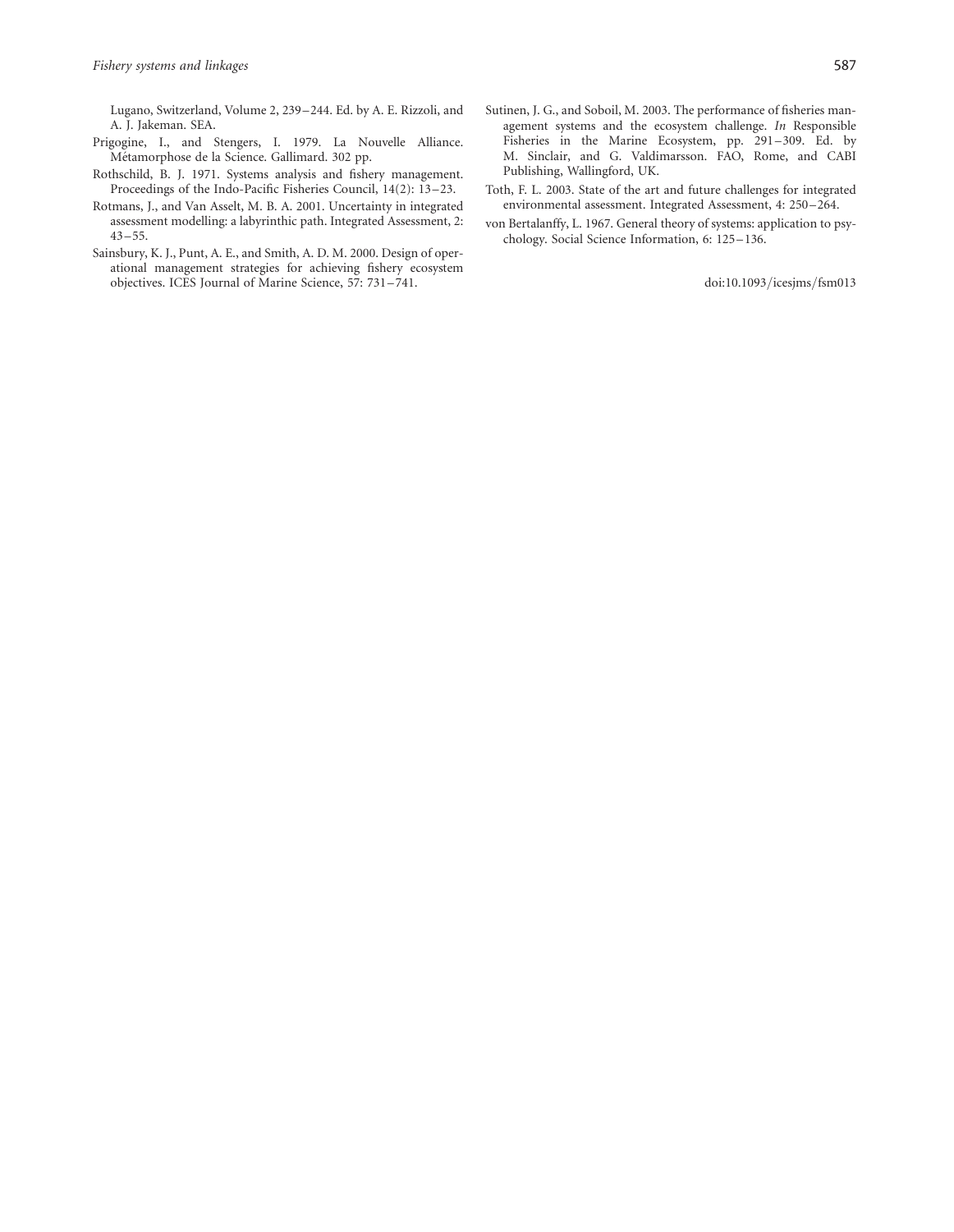Lugano, Switzerland, Volume 2, 239–244. Ed. by A. E. Rizzoli, and A. J. Jakeman. SEA.

Prigogine, I., and Stengers, I. 1979. La Nouvelle Alliance. Métamorphose de la Science. Gallimard. 302 pp.

Rothschild, B. J. 1971. Systems analysis and fishery management. Proceedings of the Indo-Pacific Fisheries Council, 14(2): 13–23.

Rotmans, J., and Van Asselt, M. B. A. 2001. Uncertainty in integrated assessment modelling: a labyrinthic path. Integrated Assessment, 2: 43–55.

Sainsbury, K. J., Punt, A. E., and Smith, A. D. M. 2000. Design of operational management strategies for achieving fishery ecosystem objectives. ICES Journal of Marine Science, 57: 731–741.

Sutinen, J. G., and Soboil, M. 2003. The performance of fisheries management systems and the ecosystem challenge. *In* Responsible Fisheries in the Marine Ecosystem, pp. 291–309. Ed. by M. Sinclair, and G. Valdimarsson. FAO, Rome, and CABI Publishing, Wallingford, UK.

Toth, F. L. 2003. State of the art and future challenges for integrated environmental assessment. Integrated Assessment, 4: 250–264.

von Bertalanffy, L. 1967. General theory of systems: application to psychology. Social Science Information, 6: 125–136.

doi:10.1093/icesjms/fsm013